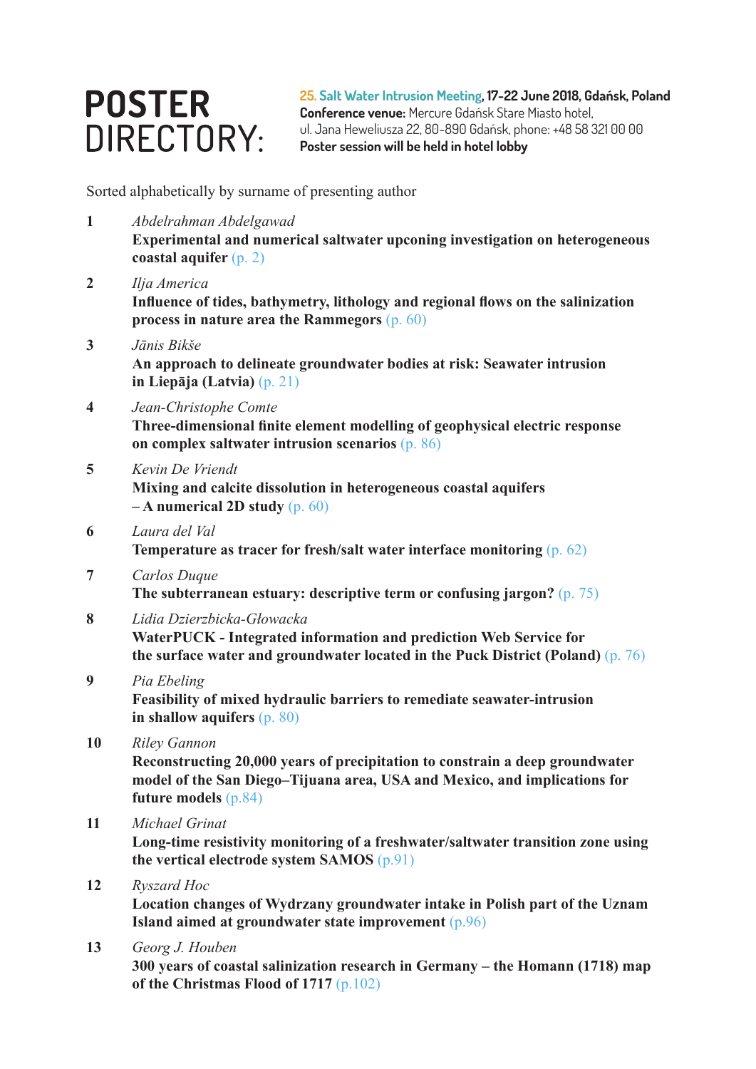# POSTER DIRECTORY:

**25. Salt Water Intrusion Meeting, 17-22 June 2018, Gdańsk, Poland**
**Conference venue:** Mercure Gdańsk Stare Miasto hotel,
ul. Jana Heweliusza 22, 80-890 Gdańsk, phone: +48 58 321 00 00
**Poster session will be held in hotel lobby**

Sorted alphabetically by surname of presenting author

**1** *Abdelrahman Abdelgawad*
**Experimental and numerical saltwater upconing investigation on heterogeneous coastal aquifer** (p. 2)

**2** *Ilja America*
**Influence of tides, bathymetry, lithology and regional flows on the salinization process in nature area the Rammegors** (p. 60)

**3** *Jānis Bikše*
**An approach to delineate groundwater bodies at risk: Seawater intrusion in Liepāja (Latvia)** (p. 21)

**4** *Jean-Christophe Comte*
**Three-dimensional finite element modelling of geophysical electric response on complex saltwater intrusion scenarios** (p. 86)

**5** *Kevin De Vriendt*
**Mixing and calcite dissolution in heterogeneous coastal aquifers – A numerical 2D study** (p. 60)

**6** *Laura del Val*
**Temperature as tracer for fresh/salt water interface monitoring** (p. 62)

**7** *Carlos Duque*
**The subterranean estuary: descriptive term or confusing jargon?** (p. 75)

**8** *Lidia Dzierzbicka-Głowacka*
**WaterPUCK - Integrated information and prediction Web Service for the surface water and groundwater located in the Puck District (Poland)** (p. 76)

**9** *Pia Ebeling*
**Feasibility of mixed hydraulic barriers to remediate seawater-intrusion in shallow aquifers** (p. 80)

**10** *Riley Gannon*
**Reconstructing 20,000 years of precipitation to constrain a deep groundwater model of the San Diego–Tijuana area, USA and Mexico, and implications for future models** (p.84)

**11** *Michael Grinat*
**Long-time resistivity monitoring of a freshwater/saltwater transition zone using the vertical electrode system SAMOS** (p.91)

**12** *Ryszard Hoc*
**Location changes of Wydrzany groundwater intake in Polish part of the Uznam Island aimed at groundwater state improvement** (p.96)

**13** *Georg J. Houben*
**300 years of coastal salinization research in Germany – the Homann (1718) map of the Christmas Flood of 1717** (p.102)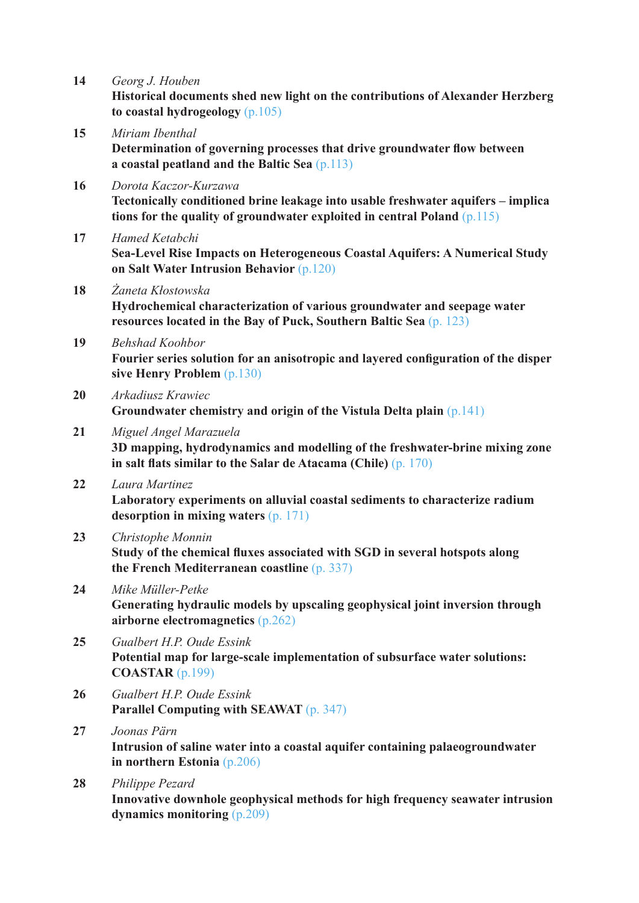**14** *Georg J. Houben*
**Historical documents shed new light on the contributions of Alexander Herzberg to coastal hydrogeology** (p.105)

**15** *Miriam Ibenthal*
**Determination of governing processes that drive groundwater flow between a coastal peatland and the Baltic Sea** (p.113)

**16** *Dorota Kaczor-Kurzawa*
**Tectonically conditioned brine leakage into usable freshwater aquifers – implica tions for the quality of groundwater exploited in central Poland** (p.115)

**17** *Hamed Ketabchi*
**Sea-Level Rise Impacts on Heterogeneous Coastal Aquifers: A Numerical Study on Salt Water Intrusion Behavior** (p.120)

**18** *Żaneta Kłostowska*
**Hydrochemical characterization of various groundwater and seepage water resources located in the Bay of Puck, Southern Baltic Sea** (p. 123)

**19** *Behshad Koohbor*
**Fourier series solution for an anisotropic and layered configuration of the disper sive Henry Problem** (p.130)

**20** *Arkadiusz Krawiec*
**Groundwater chemistry and origin of the Vistula Delta plain** (p.141)

**21** *Miguel Angel Marazuela*
**3D mapping, hydrodynamics and modelling of the freshwater-brine mixing zone in salt flats similar to the Salar de Atacama (Chile)** (p. 170)

**22** *Laura Martinez*
**Laboratory experiments on alluvial coastal sediments to characterize radium desorption in mixing waters** (p. 171)

**23** *Christophe Monnin*
**Study of the chemical fluxes associated with SGD in several hotspots along the French Mediterranean coastline** (p. 337)

**24** *Mike Müller-Petke*
**Generating hydraulic models by upscaling geophysical joint inversion through airborne electromagnetics** (p.262)

**25** *Gualbert H.P. Oude Essink*
**Potential map for large-scale implementation of subsurface water solutions: COASTAR** (p.199)

**26** *Gualbert H.P. Oude Essink*
**Parallel Computing with SEAWAT** (p. 347)

**27** *Joonas Pärn*
**Intrusion of saline water into a coastal aquifer containing palaeogroundwater in northern Estonia** (p.206)

**28** *Philippe Pezard*
**Innovative downhole geophysical methods for high frequency seawater intrusion dynamics monitoring** (p.209)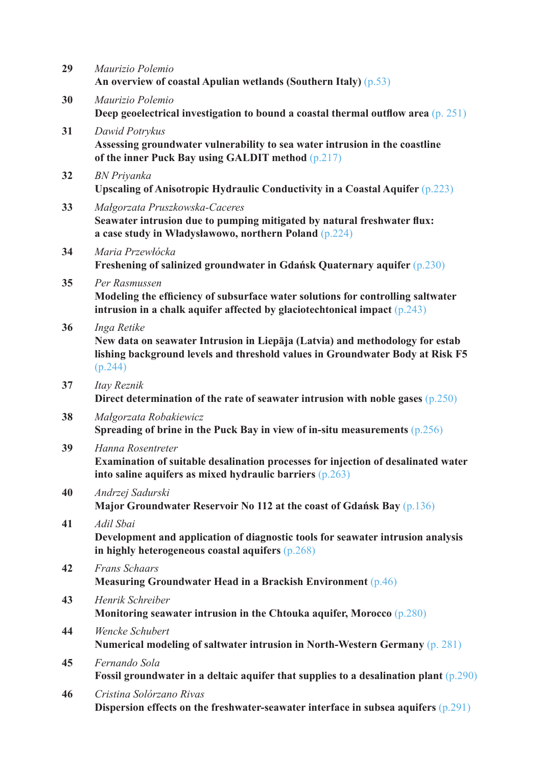**29** *Maurizio Polemio*
**An overview of coastal Apulian wetlands (Southern Italy)** (p.53)

**30** *Maurizio Polemio*
**Deep geoelectrical investigation to bound a coastal thermal outflow area** (p. 251)

**31** *Dawid Potrykus*
**Assessing groundwater vulnerability to sea water intrusion in the coastline of the inner Puck Bay using GALDIT method** (p.217)

**32** *BN Priyanka*
**Upscaling of Anisotropic Hydraulic Conductivity in a Coastal Aquifer** (p.223)

**33** *Małgorzata Pruszkowska-Caceres*
**Seawater intrusion due to pumping mitigated by natural freshwater flux: a case study in Władysławowo, northern Poland** (p.224)

**34** *Maria Przewłócka*
**Freshening of salinized groundwater in Gdańsk Quaternary aquifer** (p.230)

**35** *Per Rasmussen*
**Modeling the efficiency of subsurface water solutions for controlling saltwater intrusion in a chalk aquifer affected by glaciotechtonical impact** (p.243)

**36** *Inga Retike*
**New data on seawater Intrusion in Liepāja (Latvia) and methodology for estab lishing background levels and threshold values in Groundwater Body at Risk F5** (p.244)

**37** *Itay Reznik*
**Direct determination of the rate of seawater intrusion with noble gases** (p.250)

**38** *Małgorzata Robakiewicz*
**Spreading of brine in the Puck Bay in view of in-situ measurements** (p.256)

**39** *Hanna Rosentreter*
**Examination of suitable desalination processes for injection of desalinated water into saline aquifers as mixed hydraulic barriers** (p.263)

**40** *Andrzej Sadurski*
**Major Groundwater Reservoir No 112 at the coast of Gdańsk Bay** (p.136)

**41** *Adil Sbai*
**Development and application of diagnostic tools for seawater intrusion analysis in highly heterogeneous coastal aquifers** (p.268)

**42** *Frans Schaars*
**Measuring Groundwater Head in a Brackish Environment** (p.46)

**43** *Henrik Schreiber*
**Monitoring seawater intrusion in the Chtouka aquifer, Morocco** (p.280)

**44** *Wencke Schubert*
**Numerical modeling of saltwater intrusion in North-Western Germany** (p. 281)

**45** *Fernando Sola*
**Fossil groundwater in a deltaic aquifer that supplies to a desalination plant** (p.290)

**46** *Cristina Solórzano Rivas*
**Dispersion effects on the freshwater-seawater interface in subsea aquifers** (p.291)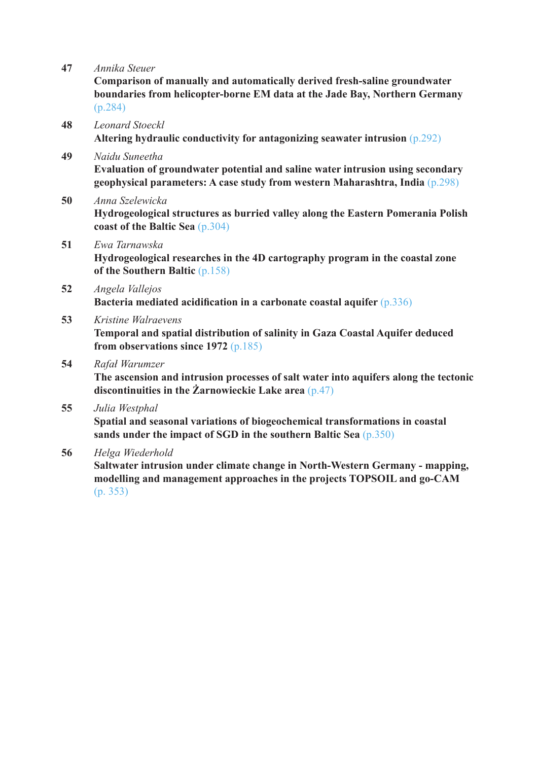**47** *Annika Steuer*
**Comparison of manually and automatically derived fresh-saline groundwater boundaries from helicopter-borne EM data at the Jade Bay, Northern Germany** (p.284)

**48** *Leonard Stoeckl*
**Altering hydraulic conductivity for antagonizing seawater intrusion** (p.292)

**49** *Naidu Suneetha*
**Evaluation of groundwater potential and saline water intrusion using secondary geophysical parameters: A case study from western Maharashtra, India** (p.298)

**50** *Anna Szelewicka*
**Hydrogeological structures as burried valley along the Eastern Pomerania Polish coast of the Baltic Sea** (p.304)

**51** *Ewa Tarnawska*
**Hydrogeological researches in the 4D cartography program in the coastal zone of the Southern Baltic** (p.158)

**52** *Angela Vallejos*
**Bacteria mediated acidification in a carbonate coastal aquifer** (p.336)

**53** *Kristine Walraevens*
**Temporal and spatial distribution of salinity in Gaza Coastal Aquifer deduced from observations since 1972** (p.185)

**54** *Rafał Warumzer*
**The ascension and intrusion processes of salt water into aquifers along the tectonic discontinuities in the Żarnowieckie Lake area** (p.47)

**55** *Julia Westphal*
**Spatial and seasonal variations of biogeochemical transformations in coastal sands under the impact of SGD in the southern Baltic Sea** (p.350)

**56** *Helga Wiederhold*
**Saltwater intrusion under climate change in North-Western Germany - mapping, modelling and management approaches in the projects TOPSOIL and go-CAM** (p. 353)